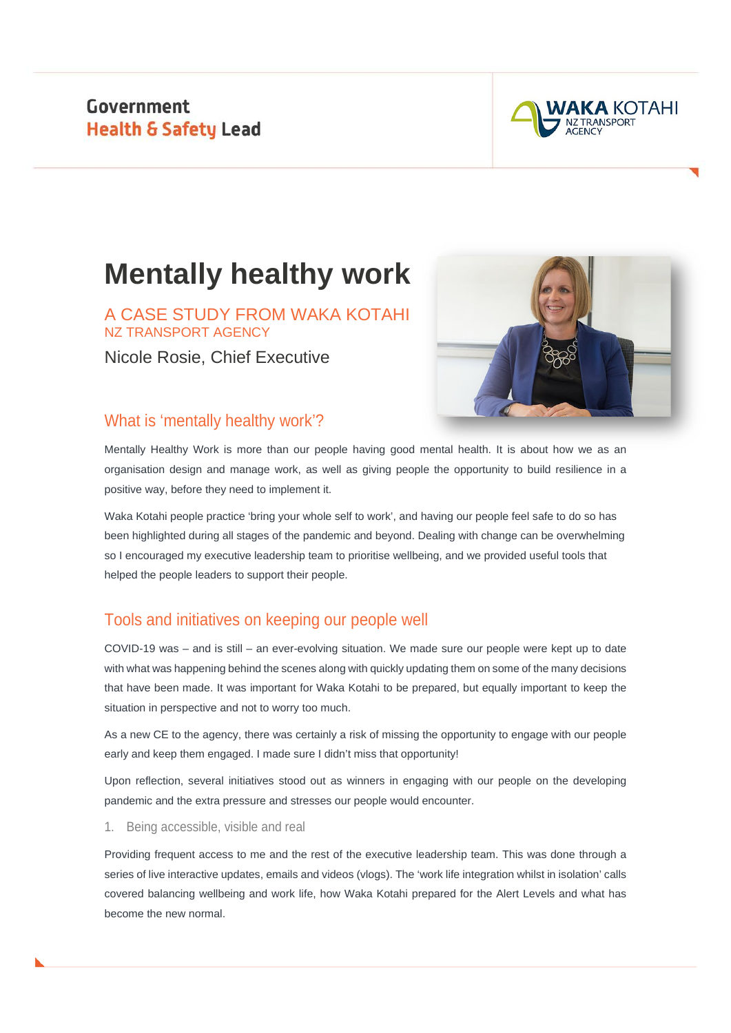Government
Health & Safety Lead

# Mentally healthy work

A CASE STUDY FROM WAKA KOTAHI
NZ TRANSPORT AGENCY

Nicole Rosie, Chief Executive

## What is 'mentally healthy work'?

Mentally Healthy Work is more than our people having good mental health. It is about how we as an organisation design and manage work, as well as giving people the opportunity to build resilience in a positive way, before they need to implement it.

Waka Kotahi people practice 'bring your whole self to work', and having our people feel safe to do so has been highlighted during all stages of the pandemic and beyond. Dealing with change can be overwhelming so I encouraged my executive leadership team to prioritise wellbeing, and we provided useful tools that helped the people leaders to support their people.

## Tools and initiatives on keeping our people well

COVID-19 was – and is still – an ever-evolving situation. We made sure our people were kept up to date with what was happening behind the scenes along with quickly updating them on some of the many decisions that have been made. It was important for Waka Kotahi to be prepared, but equally important to keep the situation in perspective and not to worry too much.

As a new CE to the agency, there was certainly a risk of missing the opportunity to engage with our people early and keep them engaged. I made sure I didn't miss that opportunity!

Upon reflection, several initiatives stood out as winners in engaging with our people on the developing pandemic and the extra pressure and stresses our people would encounter.

1. Being accessible, visible and real

Providing frequent access to me and the rest of the executive leadership team. This was done through a series of live interactive updates, emails and videos (vlogs). The 'work life integration whilst in isolation' calls covered balancing wellbeing and work life, how Waka Kotahi prepared for the Alert Levels and what has become the new normal.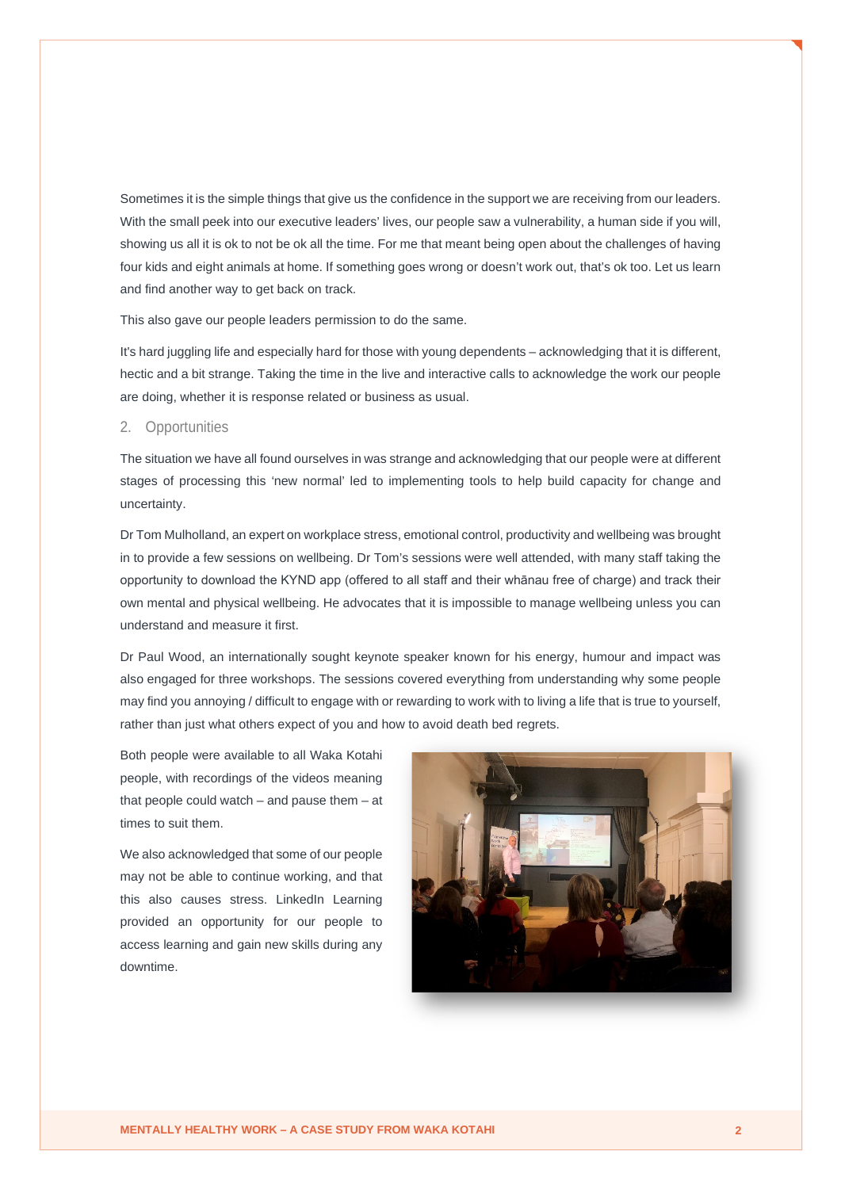Sometimes it is the simple things that give us the confidence in the support we are receiving from our leaders. With the small peek into our executive leaders' lives, our people saw a vulnerability, a human side if you will, showing us all it is ok to not be ok all the time. For me that meant being open about the challenges of having four kids and eight animals at home. If something goes wrong or doesn't work out, that's ok too. Let us learn and find another way to get back on track.

This also gave our people leaders permission to do the same.

It's hard juggling life and especially hard for those with young dependents – acknowledging that it is different, hectic and a bit strange. Taking the time in the live and interactive calls to acknowledge the work our people are doing, whether it is response related or business as usual.

## 2. Opportunities

The situation we have all found ourselves in was strange and acknowledging that our people were at different stages of processing this 'new normal' led to implementing tools to help build capacity for change and uncertainty.

Dr Tom Mulholland, an expert on workplace stress, emotional control, productivity and wellbeing was brought in to provide a few sessions on wellbeing. Dr Tom's sessions were well attended, with many staff taking the opportunity to download the KYND app (offered to all staff and their whānau free of charge) and track their own mental and physical wellbeing. He advocates that it is impossible to manage wellbeing unless you can understand and measure it first.

Dr Paul Wood, an internationally sought keynote speaker known for his energy, humour and impact was also engaged for three workshops. The sessions covered everything from understanding why some people may find you annoying / difficult to engage with or rewarding to work with to living a life that is true to yourself, rather than just what others expect of you and how to avoid death bed regrets.

Both people were available to all Waka Kotahi people, with recordings of the videos meaning that people could watch – and pause them – at times to suit them.

We also acknowledged that some of our people may not be able to continue working, and that this also causes stress. LinkedIn Learning provided an opportunity for our people to access learning and gain new skills during any downtime.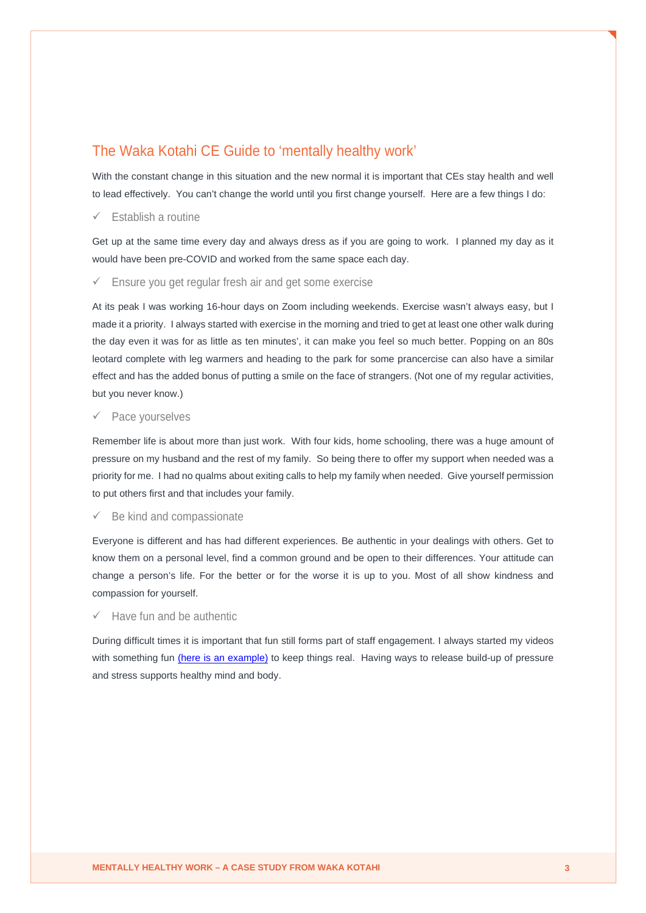## The Waka Kotahi CE Guide to 'mentally healthy work'

With the constant change in this situation and the new normal it is important that CEs stay health and well to lead effectively. You can't change the world until you first change yourself. Here are a few things I do:

### ✓ Establish a routine

Get up at the same time every day and always dress as if you are going to work. I planned my day as it would have been pre-COVID and worked from the same space each day.

### ✓ Ensure you get regular fresh air and get some exercise

At its peak I was working 16-hour days on Zoom including weekends. Exercise wasn't always easy, but I made it a priority. I always started with exercise in the morning and tried to get at least one other walk during the day even it was for as little as ten minutes', it can make you feel so much better. Popping on an 80s leotard complete with leg warmers and heading to the park for some prancercise can also have a similar effect and has the added bonus of putting a smile on the face of strangers. (Not one of my regular activities, but you never know.)

### ✓ Pace yourselves

Remember life is about more than just work. With four kids, home schooling, there was a huge amount of pressure on my husband and the rest of my family. So being there to offer my support when needed was a priority for me. I had no qualms about exiting calls to help my family when needed. Give yourself permission to put others first and that includes your family.

### ✓ Be kind and compassionate

Everyone is different and has had different experiences. Be authentic in your dealings with others. Get to know them on a personal level, find a common ground and be open to their differences. Your attitude can change a person's life. For the better or for the worse it is up to you. Most of all show kindness and compassion for yourself.

### ✓ Have fun and be authentic

During difficult times it is important that fun still forms part of staff engagement. I always started my videos with something fun (here is an example) to keep things real. Having ways to release build-up of pressure and stress supports healthy mind and body.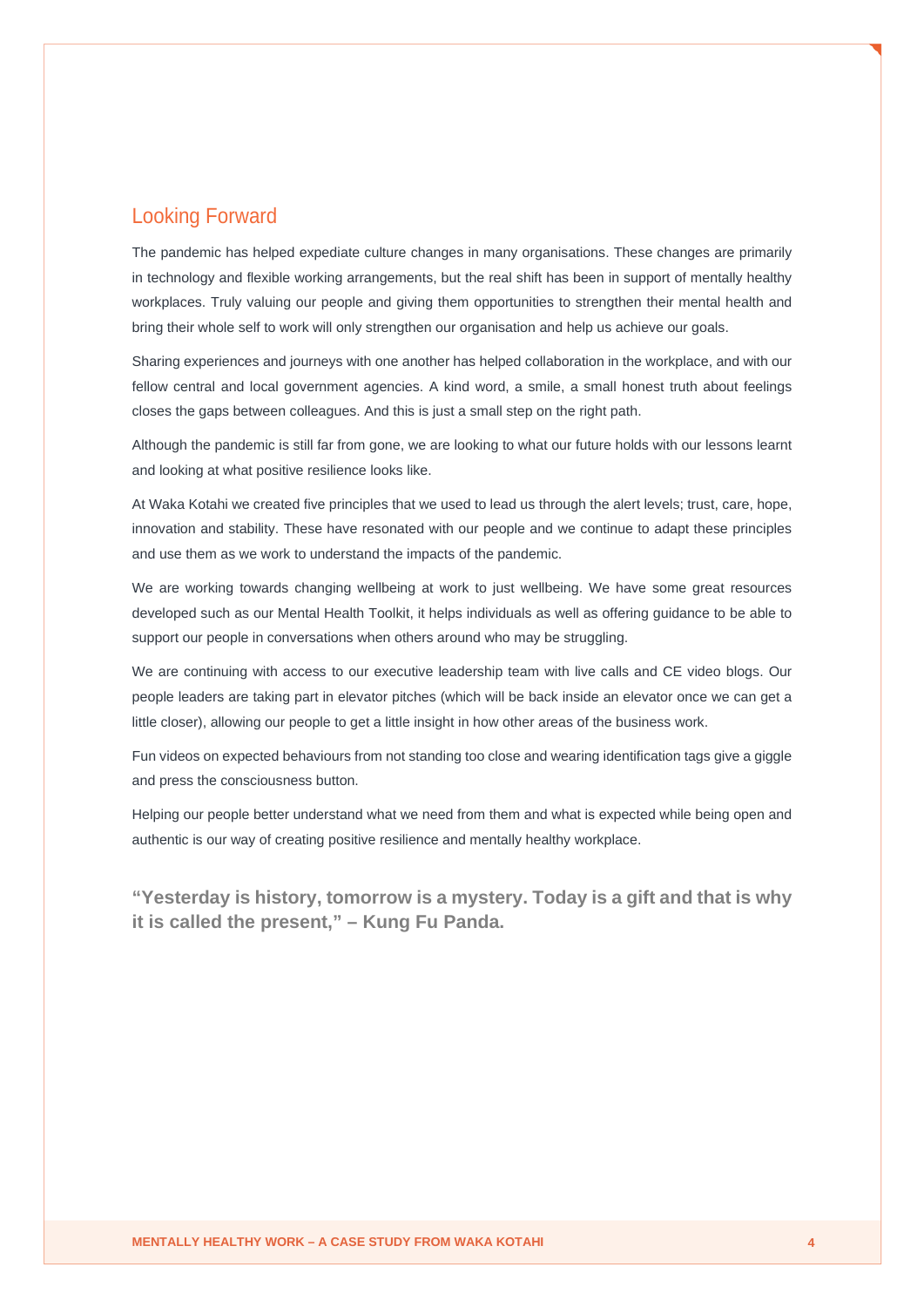## Looking Forward

The pandemic has helped expediate culture changes in many organisations. These changes are primarily in technology and flexible working arrangements, but the real shift has been in support of mentally healthy workplaces. Truly valuing our people and giving them opportunities to strengthen their mental health and bring their whole self to work will only strengthen our organisation and help us achieve our goals.

Sharing experiences and journeys with one another has helped collaboration in the workplace, and with our fellow central and local government agencies. A kind word, a smile, a small honest truth about feelings closes the gaps between colleagues. And this is just a small step on the right path.

Although the pandemic is still far from gone, we are looking to what our future holds with our lessons learnt and looking at what positive resilience looks like.

At Waka Kotahi we created five principles that we used to lead us through the alert levels; trust, care, hope, innovation and stability. These have resonated with our people and we continue to adapt these principles and use them as we work to understand the impacts of the pandemic.

We are working towards changing wellbeing at work to just wellbeing. We have some great resources developed such as our Mental Health Toolkit, it helps individuals as well as offering guidance to be able to support our people in conversations when others around who may be struggling.

We are continuing with access to our executive leadership team with live calls and CE video blogs. Our people leaders are taking part in elevator pitches (which will be back inside an elevator once we can get a little closer), allowing our people to get a little insight in how other areas of the business work.

Fun videos on expected behaviours from not standing too close and wearing identification tags give a giggle and press the consciousness button.

Helping our people better understand what we need from them and what is expected while being open and authentic is our way of creating positive resilience and mentally healthy workplace.

**"Yesterday is history, tomorrow is a mystery. Today is a gift and that is why it is called the present," – Kung Fu Panda.**